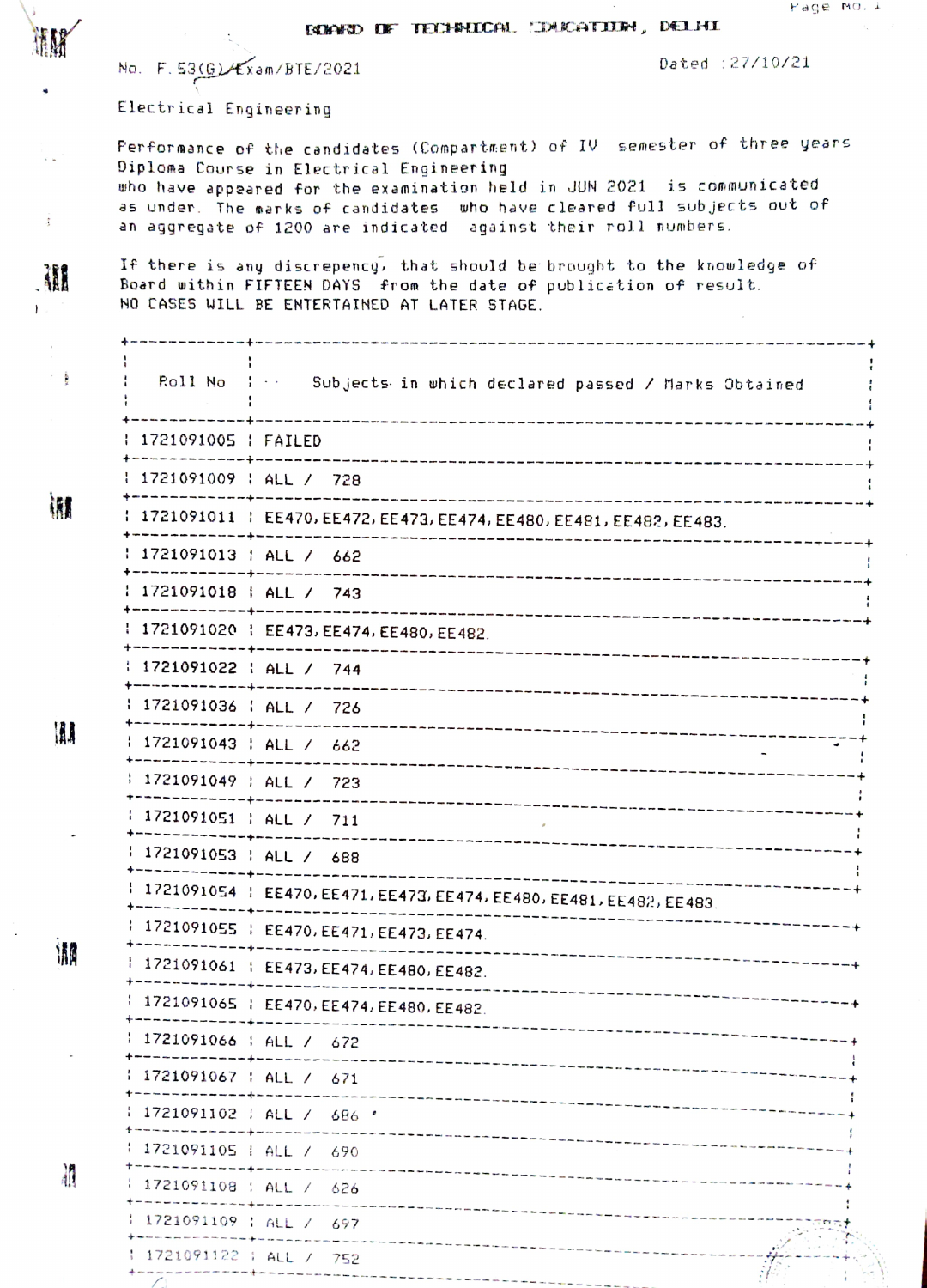# BOARD OF TECHNICAL EDUCATION, DELHI

No. F.53(G)/Exam/BTE/2021 Dated :27/10/21

Electrical Engineering

Performance of the candidates (Compartment) of IV semester of three years Diploma Course in Electrical Engineering who have appeared for the examination held in JUN 2021 is communicated as under. The marks of candidates who have cleared full subjects out of an aggregate of 1200 are indicated against their roll numbers.

If there is any discrepency, that should be brought to the knowledge of Board within FIFTEEN DAYS from the date of publication of result. NO CASES WILL BE ENTERTAINED AT LATER STAGE.

| Roll No | Subjects in which declared passed / Marks Obtained |
|---|---|
| 1721091005 | FAILED |
| 1721091009 | ALL / 728 |
| 1721091011 | EE470, EE472, EE473, EE474, EE480, EE481, EE482, EE483. |
| 1721091013 | ALL / 662 |
| 1721091018 | ALL / 743 |
| 1721091020 | EE473, EE474, EE480, EE482. |
| 1721091022 | ALL / 744 |
| 1721091036 | ALL / 726 |
| 1721091043 | ALL / 662 |
| 1721091049 | ALL / 723 |
| 1721091051 | ALL / 711 |
| 1721091053 | ALL / 688 |
| 1721091054 | EE470, EE471, EE473, EE474, EE480, EE481, EE482, EE483. |
| 1721091055 | EE470, EE471, EE473, EE474. |
| 1721091061 | EE473, EE474, EE480, EE482. |
| 1721091065 | EE470, EE474, EE480, EE482. |
| 1721091066 | ALL / 672 |
| 1721091067 | ALL / 671 |
| 1721091102 | ALL / 686 |
| 1721091105 | ALL / 690 |
| 1721091108 | ALL / 626 |
| 1721091109 | ALL / 697 |
| 1721091122 | ALL / 752 |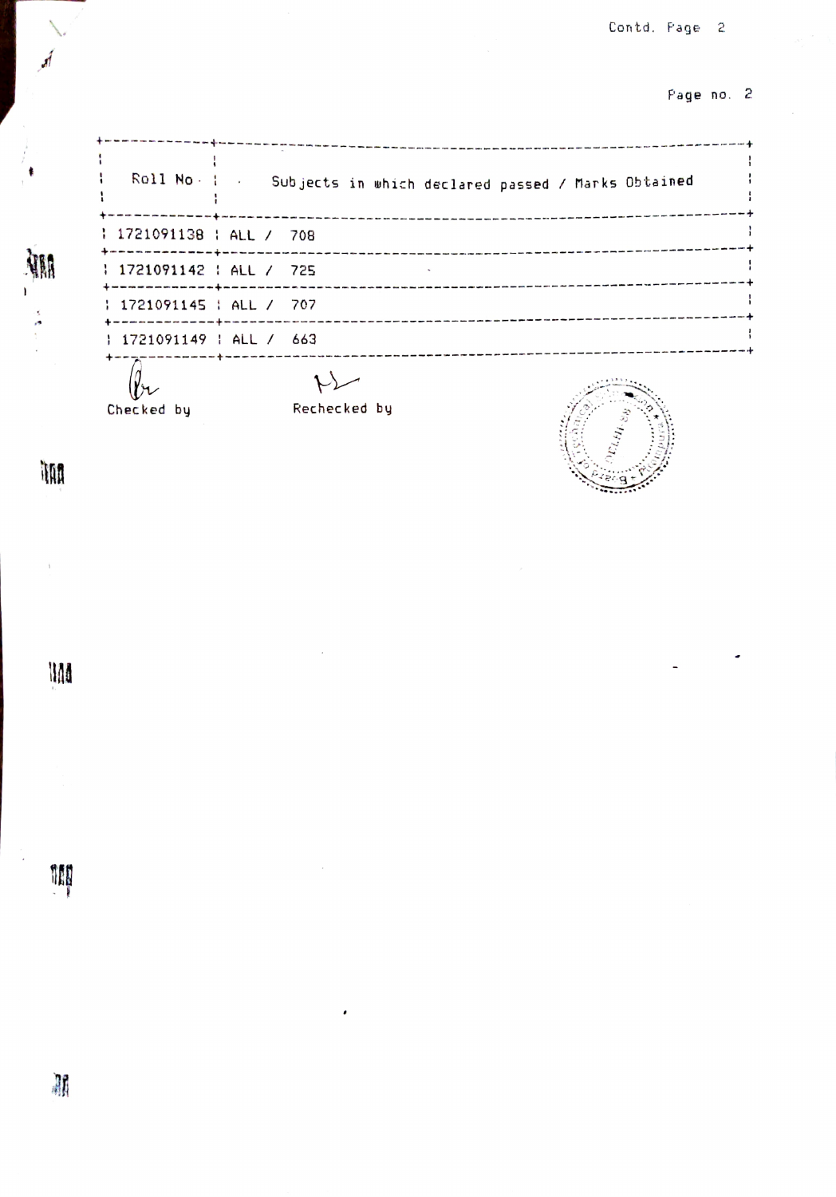Contd. Page 2

| Roll No. | Subjects in which declared passed / Marks Obtained |
|---|---|
| 1721091138 | ALL / 708 |
| 1721091142 | ALL / 725 |
| 1721091145 | ALL / 707 |
| 1721091149 | ALL / 663 |

Checked by

Rechecked by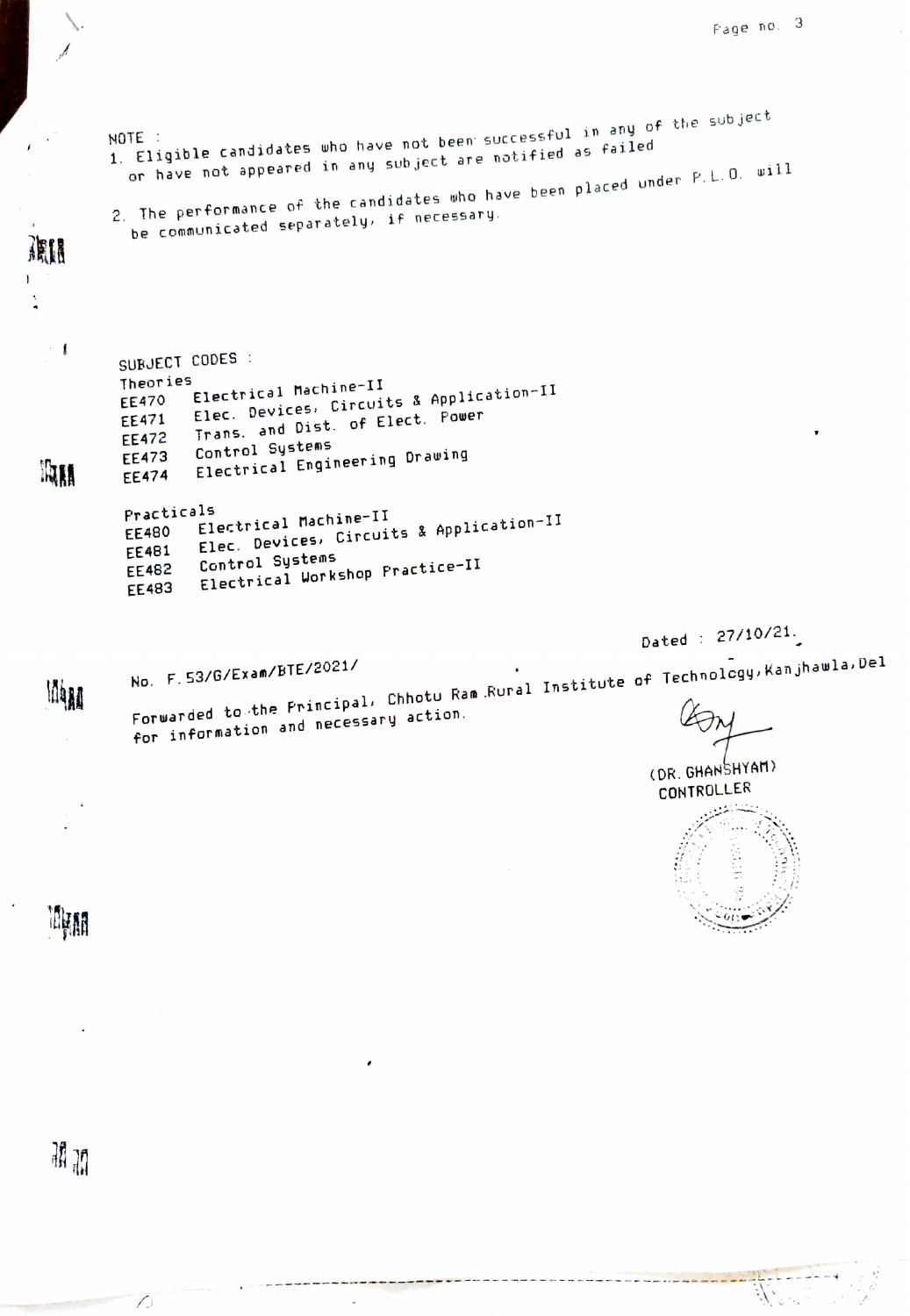NOTE :

1. Eligible candidates who have not been successful in any of the subject or have not appeared in any subject are notified as failed

2. The performance of the candidates who have been placed under P.L.O. will be communicated separately, if necessary.

SUBJECT CODES :

Theories

| | |
|---|---|
| EE470 | Electrical Machine-II |
| EE471 | Elec. Devices, Circuits & Application-II |
| EE472 | Trans. and Dist. of Elect. Power |
| EE473 | Control Systems |
| EE474 | Electrical Engineering Drawing |

Practicals

| | |
|---|---|
| EE480 | Electrical Machine-II |
| EE481 | Elec. Devices, Circuits & Application-II |
| EE482 | Control Systems |
| EE483 | Electrical Workshop Practice-II |

Dated : 27/10/21.

No. F.53/G/Exam/BTE/2021/

Forwarded to the Principal, Chhotu Ram Rural Institute of Technology, Kanjhawla, Del for information and necessary action.

(DR. GHANSHYAM)
CONTROLLER